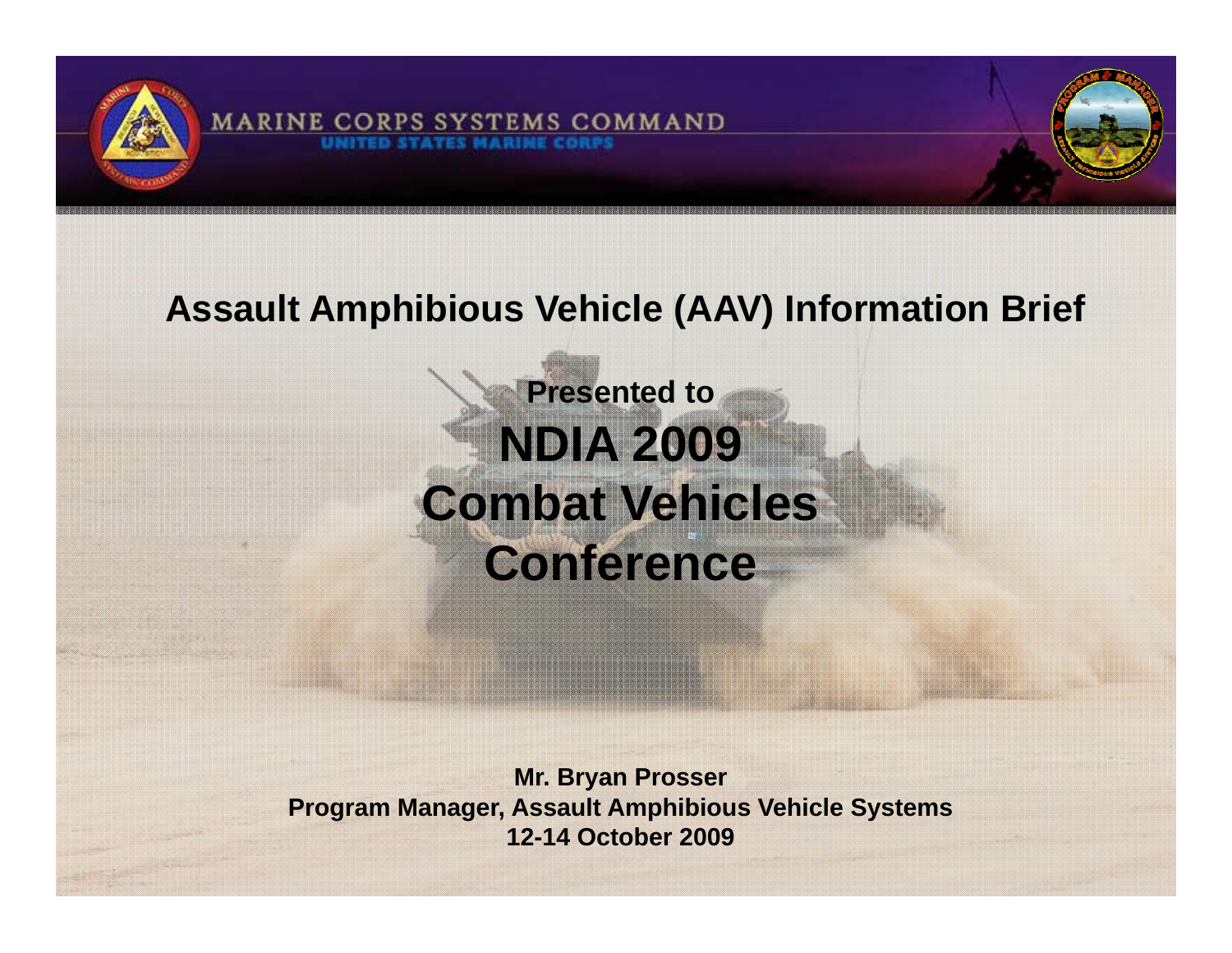MARINE CORPS SYSTEMS COMMAND

UNITED STATES MARINE CORPS

# Assault Amphibious Vehicle (AAV) Information Brief

**Presented to**

## NDIA 2009 Combat Vehicles Conference

**Mr. Bryan Prosser**
**Program Manager, Assault Amphibious Vehicle Systems**
**12-14 October 2009**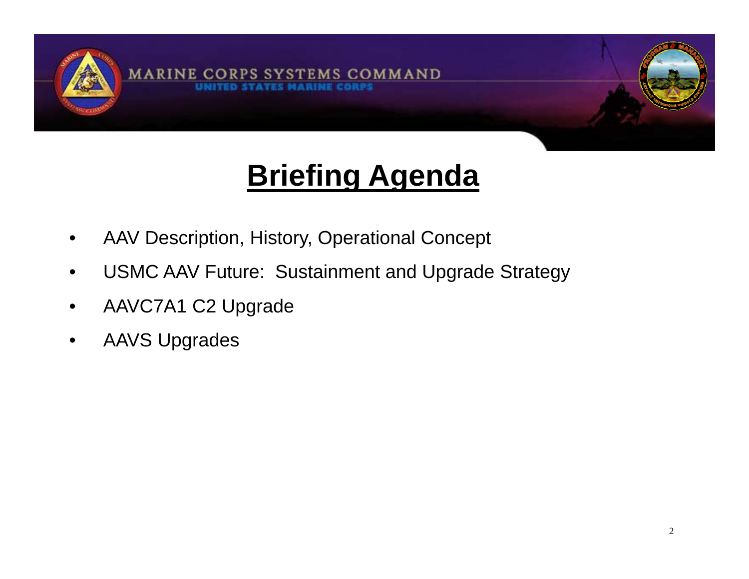# Briefing Agenda

- AAV Description, History, Operational Concept
- USMC AAV Future: Sustainment and Upgrade Strategy
- AAVC7A1 C2 Upgrade
- AAVS Upgrades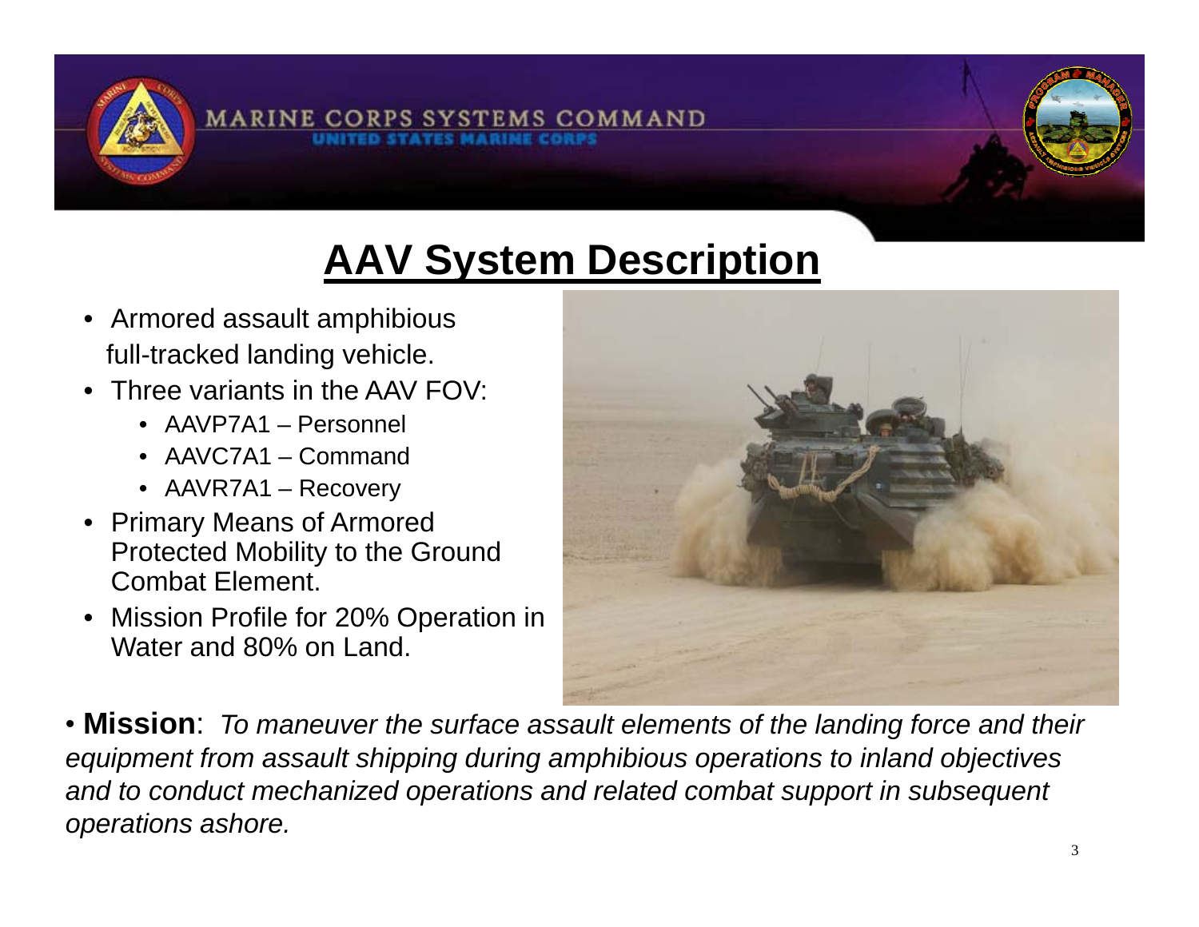# AAV System Description

- Armored assault amphibious full-tracked landing vehicle.
- Three variants in the AAV FOV:
  - AAVP7A1 – Personnel
  - AAVC7A1 – Command
  - AAVR7A1 – Recovery
- Primary Means of Armored Protected Mobility to the Ground Combat Element.
- Mission Profile for 20% Operation in Water and 80% on Land.

- **Mission**: *To maneuver the surface assault elements of the landing force and their equipment from assault shipping during amphibious operations to inland objectives and to conduct mechanized operations and related combat support in subsequent operations ashore.*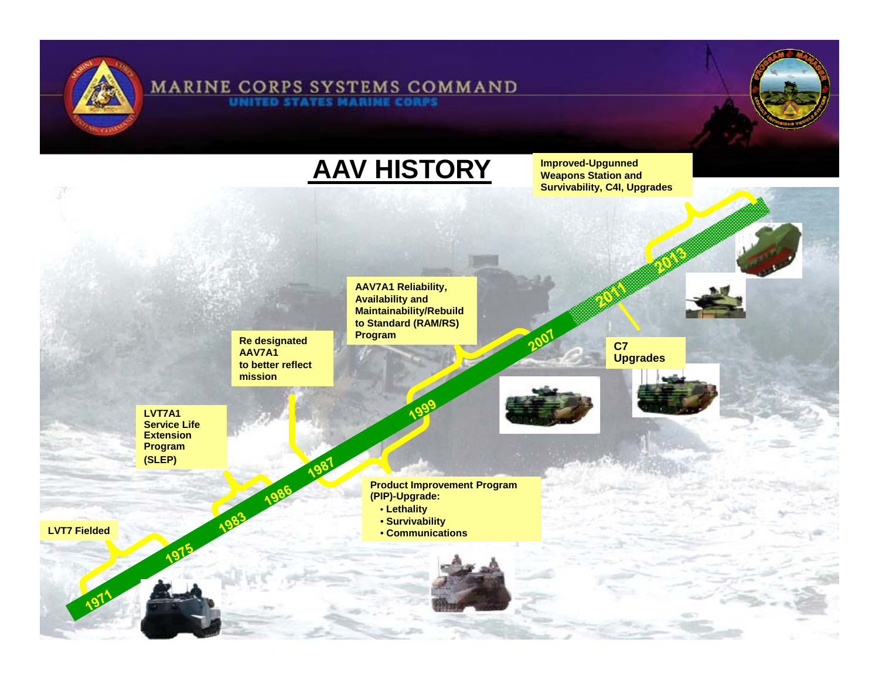# AAV HISTORY

- **1971** – LVT7 Fielded
- **1975 – 1983** – LVT7A1 Service Life Extension Program (SLEP)
- **1986** – Re designated AAV7A1 to better reflect mission
- **1987 – 1999** – Product Improvement Program (PIP)-Upgrade:
  - Lethality
  - Survivability
  - Communications
- **1999 – 2007** – AAV7A1 Reliability, Availability and Maintainability/Rebuild to Standard (RAM/RS) Program
- **2011** – C7 Upgrades
- **2013** – Improved-Upgunned Weapons Station and Survivability, C4I, Upgrades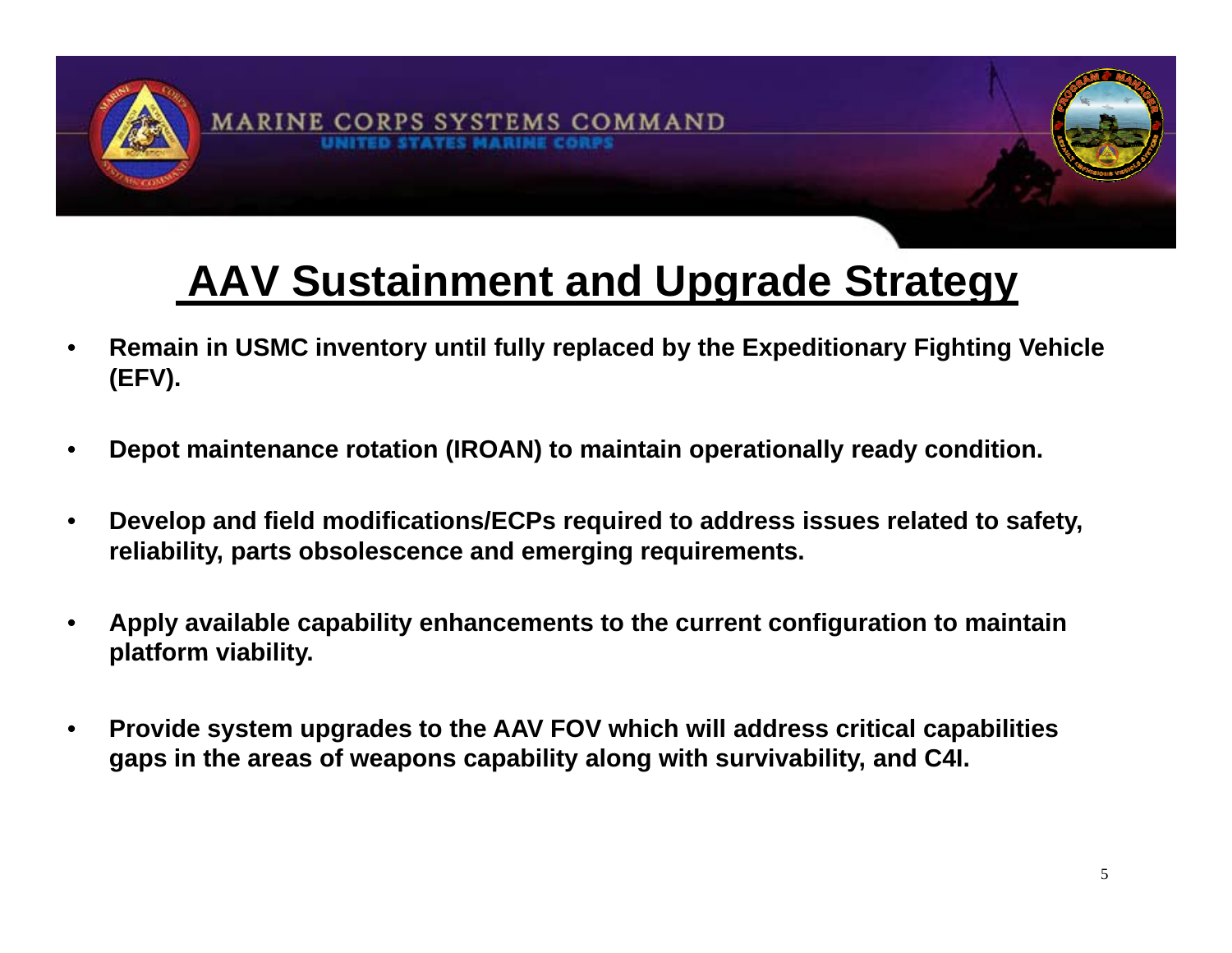# AAV Sustainment and Upgrade Strategy

- Remain in USMC inventory until fully replaced by the Expeditionary Fighting Vehicle (EFV).
- Depot maintenance rotation (IROAN) to maintain operationally ready condition.
- Develop and field modifications/ECPs required to address issues related to safety, reliability, parts obsolescence and emerging requirements.
- Apply available capability enhancements to the current configuration to maintain platform viability.
- Provide system upgrades to the AAV FOV which will address critical capabilities gaps in the areas of weapons capability along with survivability, and C4I.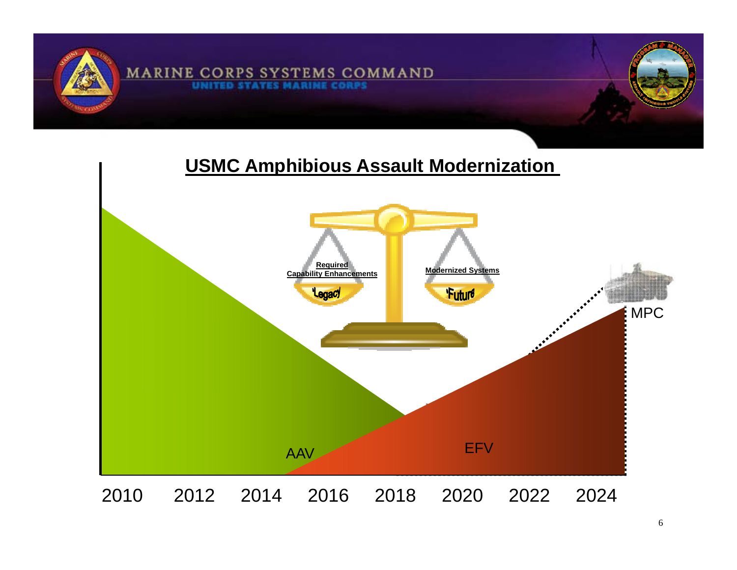MARINE CORPS SYSTEMS COMMAND

UNITED STATES MARINE CORPS

# USMC Amphibious Assault Modernization

**Required Capability Enhancements**

'Legacy'

**Modernized Systems**

'Future'

MPC

AAV

EFV

2010 2012 2014 2016 2018 2020 2022 2024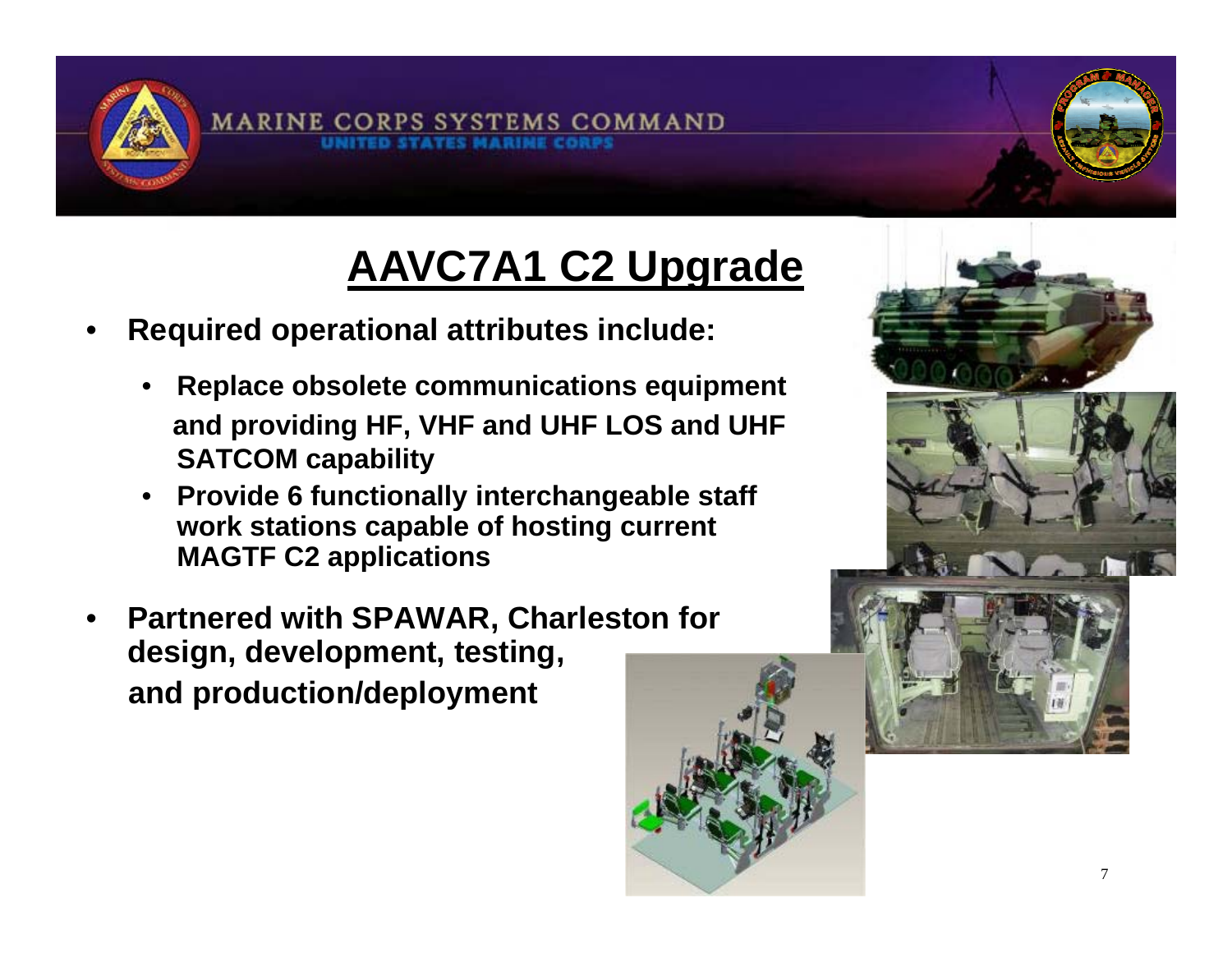# AAVC7A1 C2 Upgrade

- **Required operational attributes include:**
  - **Replace obsolete communications equipment and providing HF, VHF and UHF LOS and UHF SATCOM capability**
  - **Provide 6 functionally interchangeable staff work stations capable of hosting current MAGTF C2 applications**
- **Partnered with SPAWAR, Charleston for design, development, testing, and production/deployment**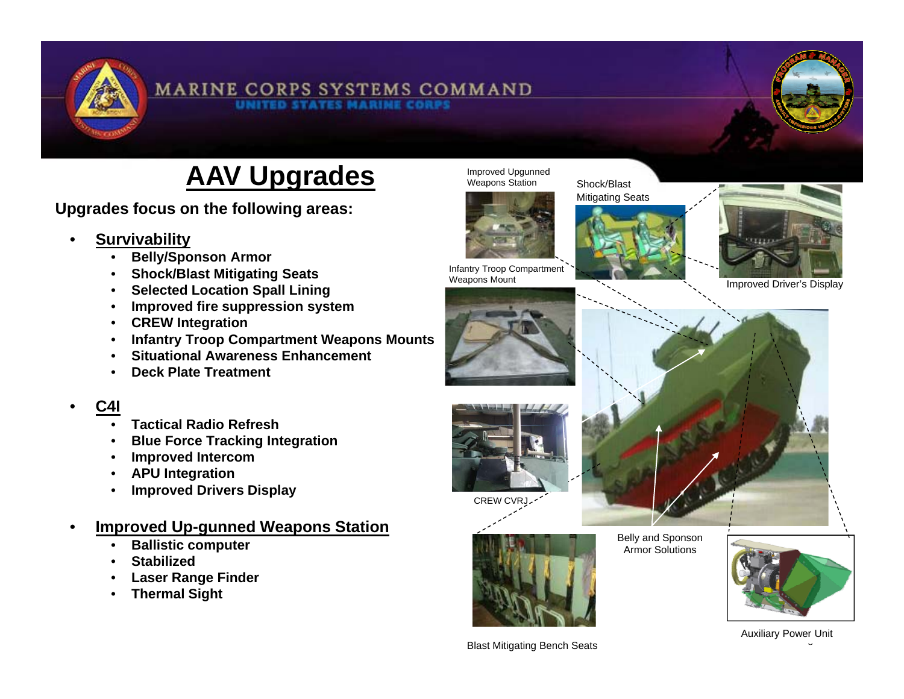# AAV Upgrades

**Upgrades focus on the following areas:**

- **Survivability**
  - **Belly/Sponson Armor**
  - **Shock/Blast Mitigating Seats**
  - **Selected Location Spall Lining**
  - **Improved fire suppression system**
  - **CREW Integration**
  - **Infantry Troop Compartment Weapons Mounts**
  - **Situational Awareness Enhancement**
  - **Deck Plate Treatment**
- **C4I**
  - **Tactical Radio Refresh**
  - **Blue Force Tracking Integration**
  - **Improved Intercom**
  - **APU Integration**
  - **Improved Drivers Display**
- **Improved Up-gunned Weapons Station**
  - **Ballistic computer**
  - **Stabilized**
  - **Laser Range Finder**
  - **Thermal Sight**

Improved Upgunned Weapons Station

Shock/Blast Mitigating Seats

Improved Driver's Display

Infantry Troop Compartment Weapons Mount

CREW CVRJ

Belly and Sponson Armor Solutions

Blast Mitigating Bench Seats

Auxiliary Power Unit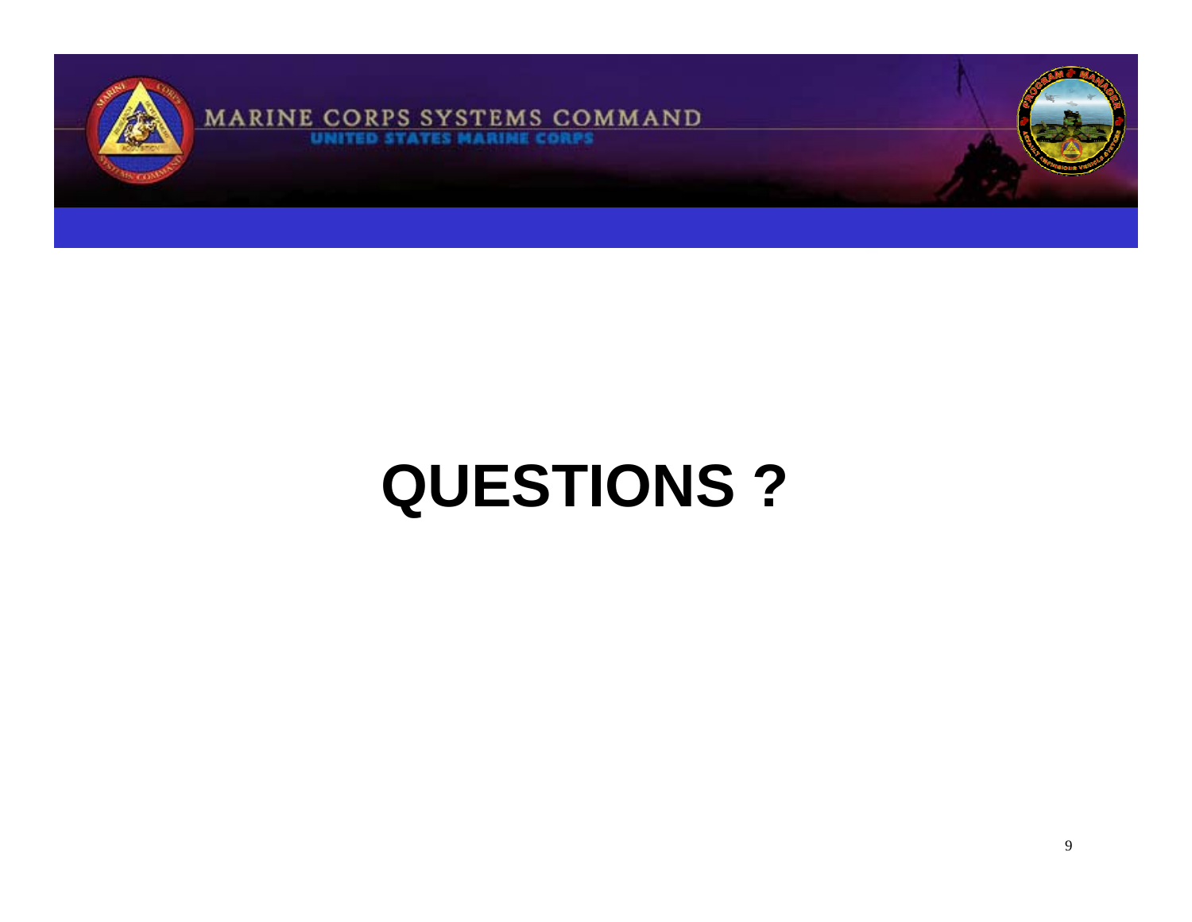MARINE CORPS SYSTEMS COMMAND
UNITED STATES MARINE CORPS

# QUESTIONS ?